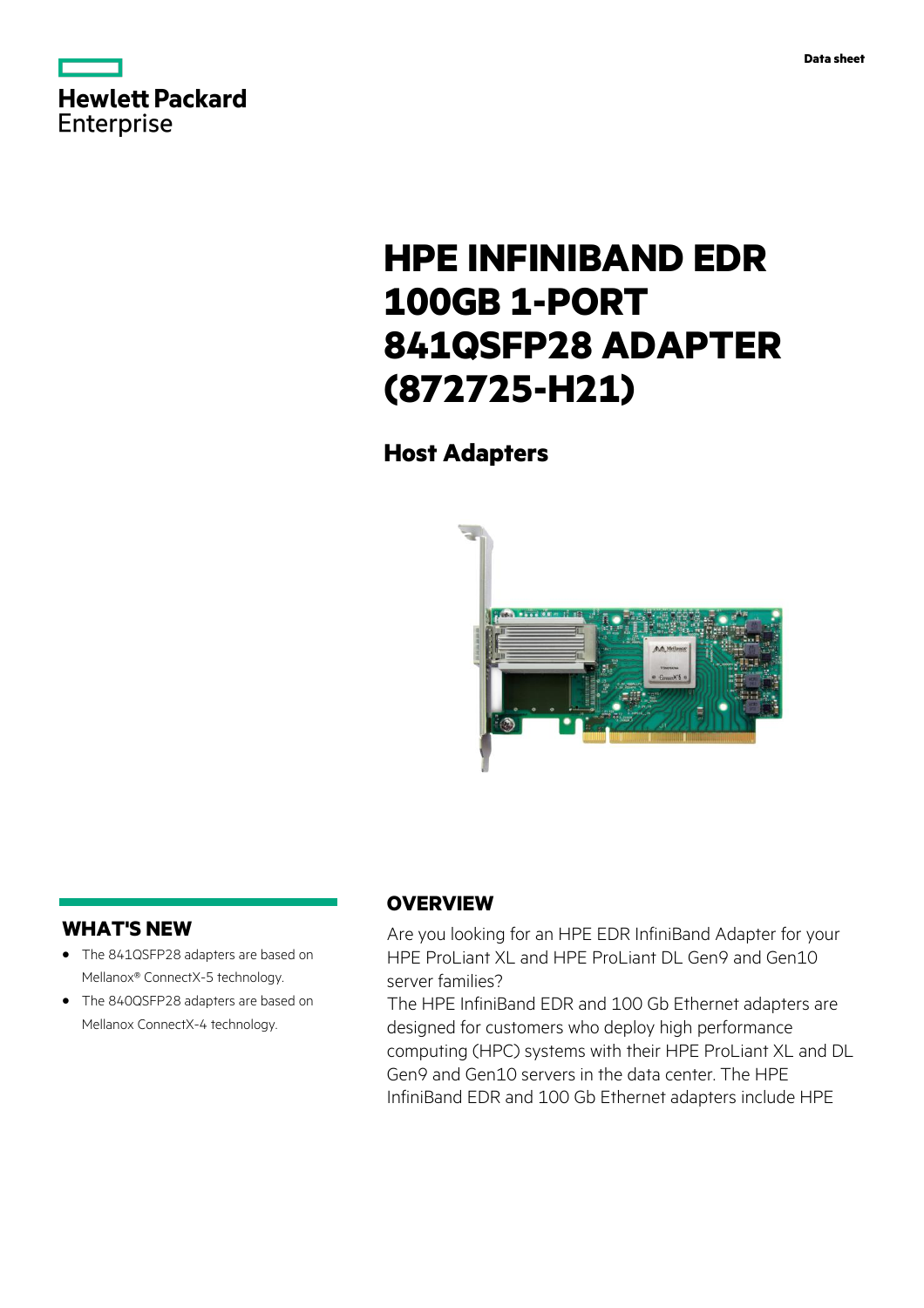Data sheet

# HPE INFINIBAND EDR 100GB 1-PORT 841QSFP28 ADAPTER (872725-H21)

## Host Adapters

## WHAT'S NEW

- The 841QSFP28 adapters are based on Mellanox® ConnectX-5 technology.
- The 840QSFP28 adapters are based on Mellanox ConnectX-4 technology.

## OVERVIEW

Are you looking for an HPE EDR InfiniBand Adapter for your HPE ProLiant XL and HPE ProLiant DL Gen9 and Gen10 server families?

The HPE InfiniBand EDR and 100 Gb Ethernet adapters are designed for customers who deploy high performance computing (HPC) systems with their HPE ProLiant XL and DL Gen9 and Gen10 servers in the data center. The HPE InfiniBand EDR and 100 Gb Ethernet adapters include HPE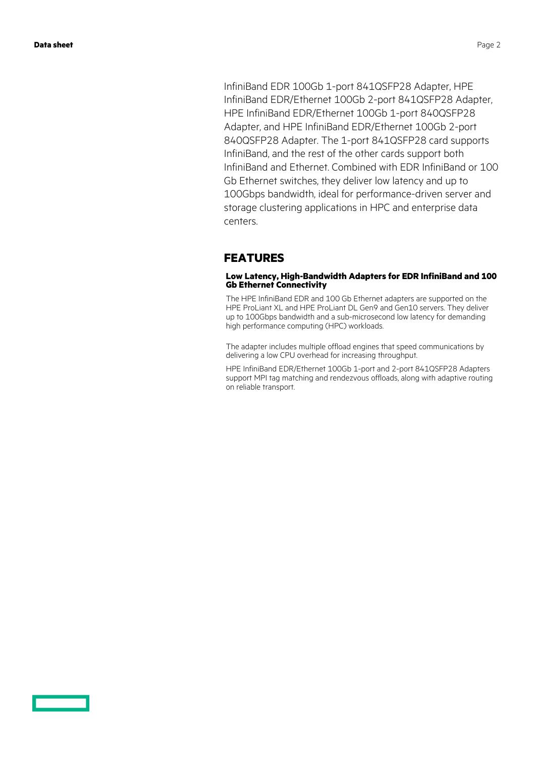InfiniBand EDR 100Gb 1-port 841QSFP28 Adapter, HPE InfiniBand EDR/Ethernet 100Gb 2-port 841QSFP28 Adapter, HPE InfiniBand EDR/Ethernet 100Gb 1-port 840QSFP28 Adapter, and HPE InfiniBand EDR/Ethernet 100Gb 2-port 840QSFP28 Adapter. The 1-port 841QSFP28 card supports InfiniBand, and the rest of the other cards support both InfiniBand and Ethernet. Combined with EDR InfiniBand or 100 Gb Ethernet switches, they deliver low latency and up to 100Gbps bandwidth, ideal for performance-driven server and storage clustering applications in HPC and enterprise data centers.

## FEATURES

### Low Latency, High-Bandwidth Adapters for EDR InfiniBand and 100 Gb Ethernet Connectivity

The HPE InfiniBand EDR and 100 Gb Ethernet adapters are supported on the HPE ProLiant XL and HPE ProLiant DL Gen9 and Gen10 servers. They deliver up to 100Gbps bandwidth and a sub-microsecond low latency for demanding high performance computing (HPC) workloads.

The adapter includes multiple offload engines that speed communications by delivering a low CPU overhead for increasing throughput.

HPE InfiniBand EDR/Ethernet 100Gb 1-port and 2-port 841QSFP28 Adapters support MPI tag matching and rendezvous offloads, along with adaptive routing on reliable transport.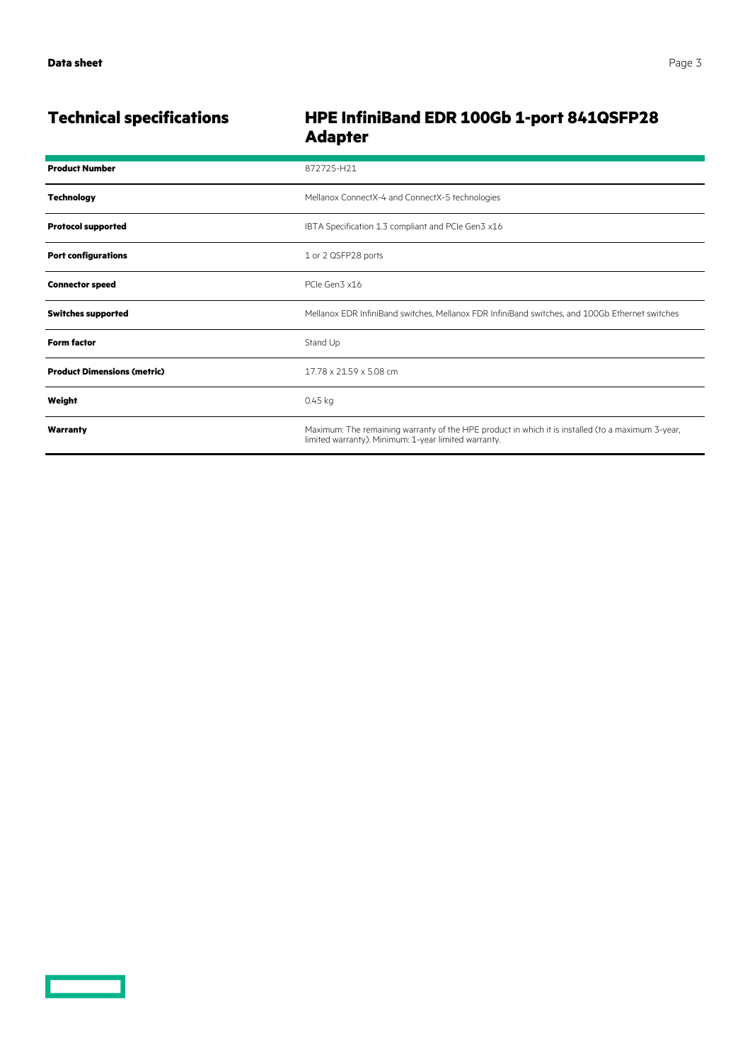## Technical specifications

## HPE InfiniBand EDR 100Gb 1-port 841QSFP28 Adapter

| | |
|---|---|
| **Product Number** | 872725-H21 |
| **Technology** | Mellanox ConnectX-4 and ConnectX-5 technologies |
| **Protocol supported** | IBTA Specification 1.3 compliant and PCIe Gen3 x16 |
| **Port configurations** | 1 or 2 QSFP28 ports |
| **Connector speed** | PCIe Gen3 x16 |
| **Switches supported** | Mellanox EDR InfiniBand switches, Mellanox FDR InfiniBand switches, and 100Gb Ethernet switches |
| **Form factor** | Stand Up |
| **Product Dimensions (metric)** | 17.78 x 21.59 x 5.08 cm |
| **Weight** | 0.45 kg |
| **Warranty** | Maximum: The remaining warranty of the HPE product in which it is installed (to a maximum 3-year, limited warranty). Minimum: 1-year limited warranty. |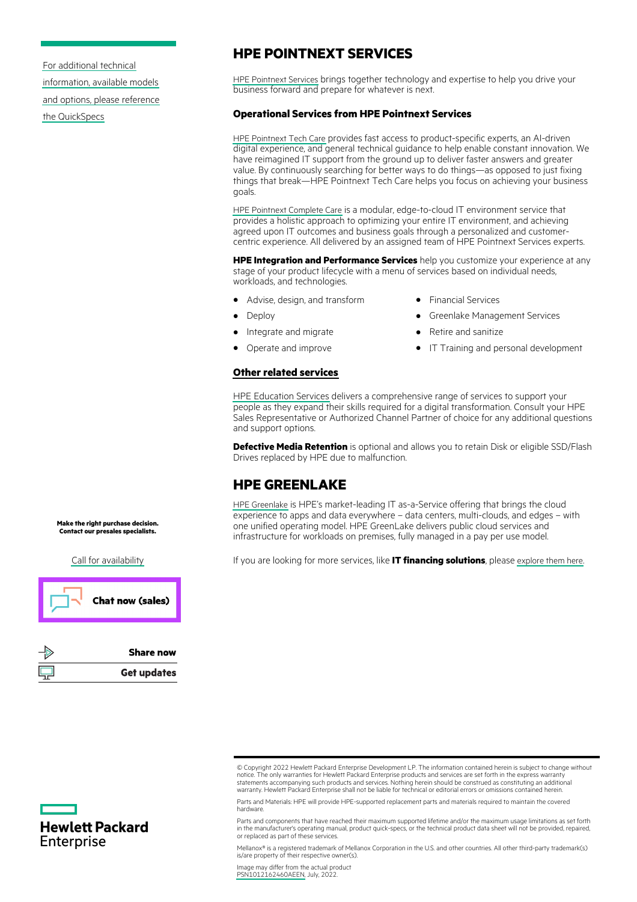For additional technical information, available models and options, please reference the QuickSpecs

# HPE POINTNEXT SERVICES

HPE Pointnext Services brings together technology and expertise to help you drive your business forward and prepare for whatever is next.

### Operational Services from HPE Pointnext Services

HPE Pointnext Tech Care provides fast access to product-specific experts, an AI-driven digital experience, and general technical guidance to help enable constant innovation. We have reimagined IT support from the ground up to deliver faster answers and greater value. By continuously searching for better ways to do things—as opposed to just fixing things that break—HPE Pointnext Tech Care helps you focus on achieving your business goals.

HPE Pointnext Complete Care is a modular, edge-to-cloud IT environment service that provides a holistic approach to optimizing your entire IT environment, and achieving agreed upon IT outcomes and business goals through a personalized and customer-centric experience. All delivered by an assigned team of HPE Pointnext Services experts.

**HPE Integration and Performance Services** help you customize your experience at any stage of your product lifecycle with a menu of services based on individual needs, workloads, and technologies.

- Advise, design, and transform
- Deploy
- Integrate and migrate
- Operate and improve
- Financial Services
- Greenlake Management Services
- Retire and sanitize
- IT Training and personal development

### Other related services

HPE Education Services delivers a comprehensive range of services to support your people as they expand their skills required for a digital transformation. Consult your HPE Sales Representative or Authorized Channel Partner of choice for any additional questions and support options.

**Defective Media Retention** is optional and allows you to retain Disk or eligible SSD/Flash Drives replaced by HPE due to malfunction.

# HPE GREENLAKE

HPE Greenlake is HPE's market-leading IT as-a-Service offering that brings the cloud experience to apps and data everywhere – data centers, multi-clouds, and edges – with one unified operating model. HPE GreenLake delivers public cloud services and infrastructure for workloads on premises, fully managed in a pay per use model.

If you are looking for more services, like **IT financing solutions**, please explore them here.

**Make the right purchase decision. Contact our presales specialists.**

Call for availability

Chat now (sales)

Share now

Get updates

© Copyright 2022 Hewlett Packard Enterprise Development LP. The information contained herein is subject to change without notice. The only warranties for Hewlett Packard Enterprise products and services are set forth in the express warranty statements accompanying such products and services. Nothing herein should be construed as constituting an additional warranty. Hewlett Packard Enterprise shall not be liable for technical or editorial errors or omissions contained herein.

Parts and Materials: HPE will provide HPE-supported replacement parts and materials required to maintain the covered hardware.

Parts and components that have reached their maximum supported lifetime and/or the maximum usage limitations as set forth in the manufacturer's operating manual, product quick-specs, or the technical product data sheet will not be provided, repaired, or replaced as part of these services.

Mellanox® is a registered trademark of Mellanox Corporation in the U.S. and other countries. All other third-party trademark(s) is/are property of their respective owner(s).

Image may differ from the actual product
PSN1012162460AEEN, July, 2022.

Hewlett Packard Enterprise